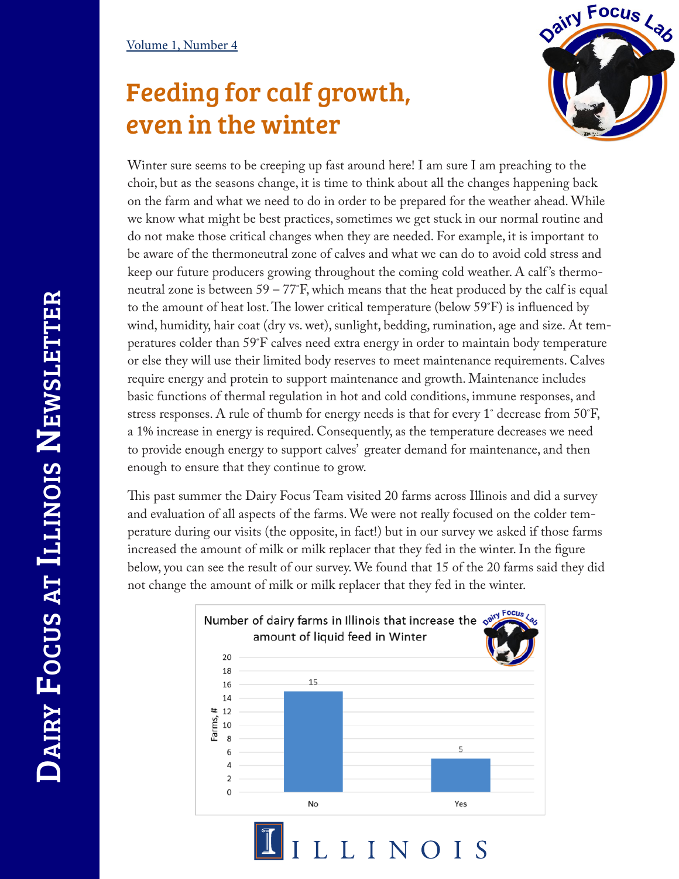# Feeding for calf growth, even in the winter

Winter sure seems to be creeping up fast around here! I am sure I am preaching to the choir, but as the seasons change, it is time to think about all the changes happening back on the farm and what we need to do in order to be prepared for the weather ahead. While we know what might be best practices, sometimes we get stuck in our normal routine and do not make those critical changes when they are needed. For example, it is important to be aware of the thermoneutral zone of calves and what we can do to avoid cold stress and keep our future producers growing throughout the coming cold weather. A calf's thermoneutral zone is between 59 – 77˚F, which means that the heat produced by the calf is equal to the amount of heat lost. The lower critical temperature (below 59˚F) is influenced by wind, humidity, hair coat (dry vs. wet), sunlight, bedding, rumination, age and size. At temperatures colder than 59˚F calves need extra energy in order to maintain body temperature or else they will use their limited body reserves to meet maintenance requirements. Calves require energy and protein to support maintenance and growth. Maintenance includes basic functions of thermal regulation in hot and cold conditions, immune responses, and stress responses. A rule of thumb for energy needs is that for every 1˚ decrease from 50˚F, a 1% increase in energy is required. Consequently, as the temperature decreases we need to provide enough energy to support calves' greater demand for maintenance, and then enough to ensure that they continue to grow.

This past summer the Dairy Focus Team visited 20 farms across Illinois and did a survey and evaluation of all aspects of the farms. We were not really focused on the colder temperature during our visits (the opposite, in fact!) but in our survey we asked if those farms increased the amount of milk or milk replacer that they fed in the winter. In the figure below, you can see the result of our survey. We found that 15 of the 20 farms said they did not change the amount of milk or milk replacer that they fed in the winter.

**Number of dairy farms in Illinois that increase the amount of liquid feed in Winter**

| Response | Farms, # |
|---|---|
| No | 15 |
| Yes | 5 |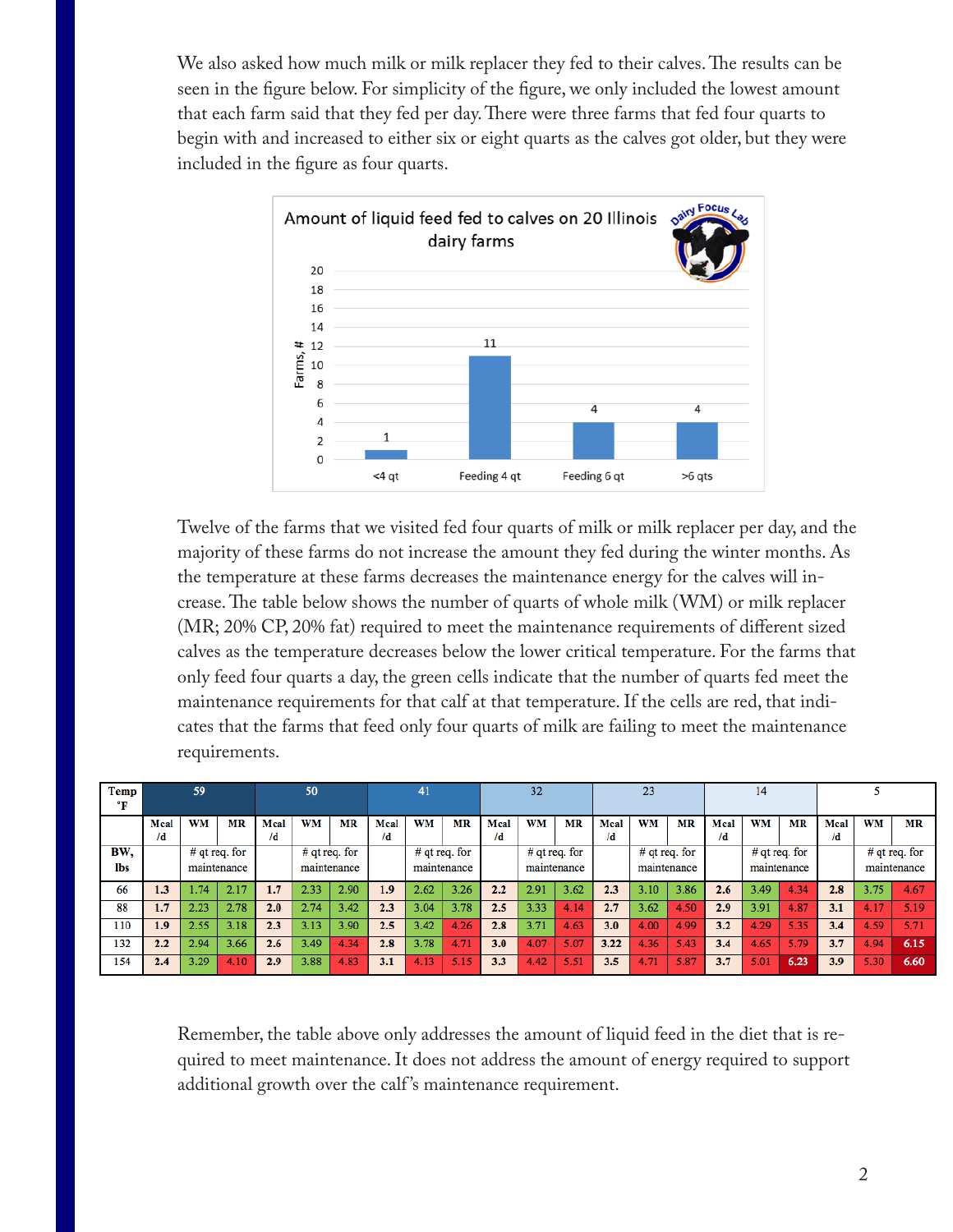We also asked how much milk or milk replacer they fed to their calves. The results can be seen in the figure below. For simplicity of the figure, we only included the lowest amount that each farm said that they fed per day. There were three farms that fed four quarts to begin with and increased to either six or eight quarts as the calves got older, but they were included in the figure as four quarts.

Amount of liquid feed fed to calves on 20 Illinois dairy farms

| | Farms, # |
|---|---|
| <4 qt | 1 |
| Feeding 4 qt | 11 |
| Feeding 6 qt | 4 |
| >6 qts | 4 |

Twelve of the farms that we visited fed four quarts of milk or milk replacer per day, and the majority of these farms do not increase the amount they fed during the winter months. As the temperature at these farms decreases the maintenance energy for the calves will increase. The table below shows the number of quarts of whole milk (WM) or milk replacer (MR; 20% CP, 20% fat) required to meet the maintenance requirements of different sized calves as the temperature decreases below the lower critical temperature. For the farms that only feed four quarts a day, the green cells indicate that the number of quarts fed meet the maintenance requirements for that calf at that temperature. If the cells are red, that indicates that the farms that feed only four quarts of milk are failing to meet the maintenance requirements.

| Temp °F | 59 | | | 50 | | | 41 | | | 32 | | | 23 | | | 14 | | | 5 | | |
|---|---|---|---|---|---|---|---|---|---|---|---|---|---|---|---|---|---|---|---|---|---|
| | Mcal /d | WM | MR | Mcal /d | WM | MR | Mcal /d | WM | MR | Mcal /d | WM | MR | Mcal /d | WM | MR | Mcal /d | WM | MR | Mcal /d | WM | MR |
| BW, lbs | | # qt req. for maintenance | | | # qt req. for maintenance | | | # qt req. for maintenance | | | # qt req. for maintenance | | | # qt req. for maintenance | | | # qt req. for maintenance | | | # qt req. for maintenance | |
| 66 | 1.3 | 1.74 | 2.17 | 1.7 | 2.33 | 2.90 | 1.9 | 2.62 | 3.26 | 2.2 | 2.91 | 3.62 | 2.3 | 3.10 | 3.86 | 2.6 | 3.49 | 4.34 | 2.8 | 3.75 | 4.67 |
| 88 | 1.7 | 2.23 | 2.78 | 2.0 | 2.74 | 3.42 | 2.3 | 3.04 | 3.78 | 2.5 | 3.33 | 4.14 | 2.7 | 3.62 | 4.50 | 2.9 | 3.91 | 4.87 | 3.1 | 4.17 | 5.19 |
| 110 | 1.9 | 2.55 | 3.18 | 2.3 | 3.13 | 3.90 | 2.5 | 3.42 | 4.26 | 2.8 | 3.71 | 4.63 | 3.0 | 4.00 | 4.99 | 3.2 | 4.29 | 5.35 | 3.4 | 4.59 | 5.71 |
| 132 | 2.2 | 2.94 | 3.66 | 2.6 | 3.49 | 4.34 | 2.8 | 3.78 | 4.71 | 3.0 | 4.07 | 5.07 | 3.22 | 4.36 | 5.43 | 3.4 | 4.65 | 5.79 | 3.7 | 4.94 | 6.15 |
| 154 | 2.4 | 3.29 | 4.10 | 2.9 | 3.88 | 4.83 | 3.1 | 4.13 | 5.15 | 3.3 | 4.42 | 5.51 | 3.5 | 4.71 | 5.87 | 3.7 | 5.01 | 6.23 | 3.9 | 5.30 | 6.60 |

Remember, the table above only addresses the amount of liquid feed in the diet that is required to meet maintenance. It does not address the amount of energy required to support additional growth over the calf's maintenance requirement.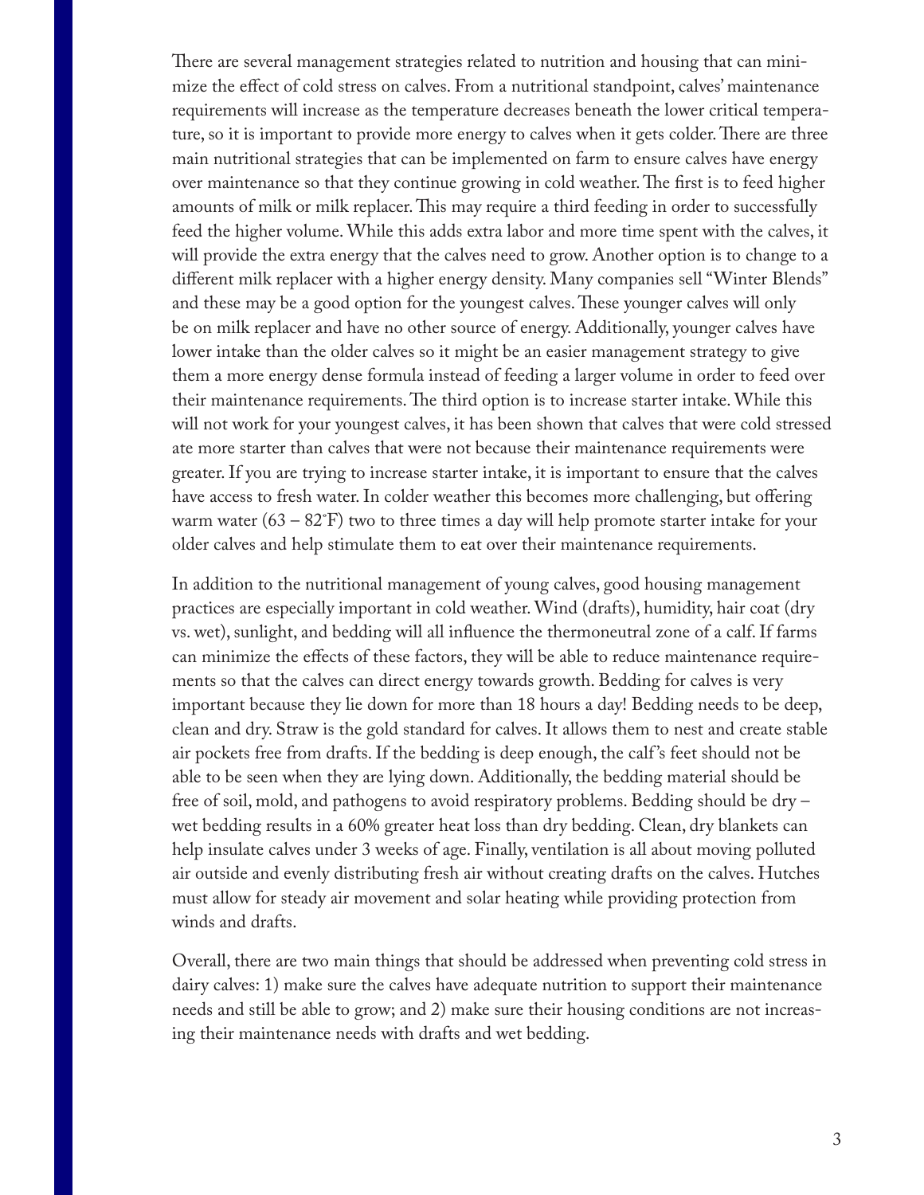There are several management strategies related to nutrition and housing that can minimize the effect of cold stress on calves. From a nutritional standpoint, calves' maintenance requirements will increase as the temperature decreases beneath the lower critical temperature, so it is important to provide more energy to calves when it gets colder. There are three main nutritional strategies that can be implemented on farm to ensure calves have energy over maintenance so that they continue growing in cold weather. The first is to feed higher amounts of milk or milk replacer. This may require a third feeding in order to successfully feed the higher volume. While this adds extra labor and more time spent with the calves, it will provide the extra energy that the calves need to grow. Another option is to change to a different milk replacer with a higher energy density. Many companies sell "Winter Blends" and these may be a good option for the youngest calves. These younger calves will only be on milk replacer and have no other source of energy. Additionally, younger calves have lower intake than the older calves so it might be an easier management strategy to give them a more energy dense formula instead of feeding a larger volume in order to feed over their maintenance requirements. The third option is to increase starter intake. While this will not work for your youngest calves, it has been shown that calves that were cold stressed ate more starter than calves that were not because their maintenance requirements were greater. If you are trying to increase starter intake, it is important to ensure that the calves have access to fresh water. In colder weather this becomes more challenging, but offering warm water (63 – 82°F) two to three times a day will help promote starter intake for your older calves and help stimulate them to eat over their maintenance requirements.

In addition to the nutritional management of young calves, good housing management practices are especially important in cold weather. Wind (drafts), humidity, hair coat (dry vs. wet), sunlight, and bedding will all influence the thermoneutral zone of a calf. If farms can minimize the effects of these factors, they will be able to reduce maintenance requirements so that the calves can direct energy towards growth. Bedding for calves is very important because they lie down for more than 18 hours a day! Bedding needs to be deep, clean and dry. Straw is the gold standard for calves. It allows them to nest and create stable air pockets free from drafts. If the bedding is deep enough, the calf's feet should not be able to be seen when they are lying down. Additionally, the bedding material should be free of soil, mold, and pathogens to avoid respiratory problems. Bedding should be dry – wet bedding results in a 60% greater heat loss than dry bedding. Clean, dry blankets can help insulate calves under 3 weeks of age. Finally, ventilation is all about moving polluted air outside and evenly distributing fresh air without creating drafts on the calves. Hutches must allow for steady air movement and solar heating while providing protection from winds and drafts.

Overall, there are two main things that should be addressed when preventing cold stress in dairy calves: 1) make sure the calves have adequate nutrition to support their maintenance needs and still be able to grow; and 2) make sure their housing conditions are not increasing their maintenance needs with drafts and wet bedding.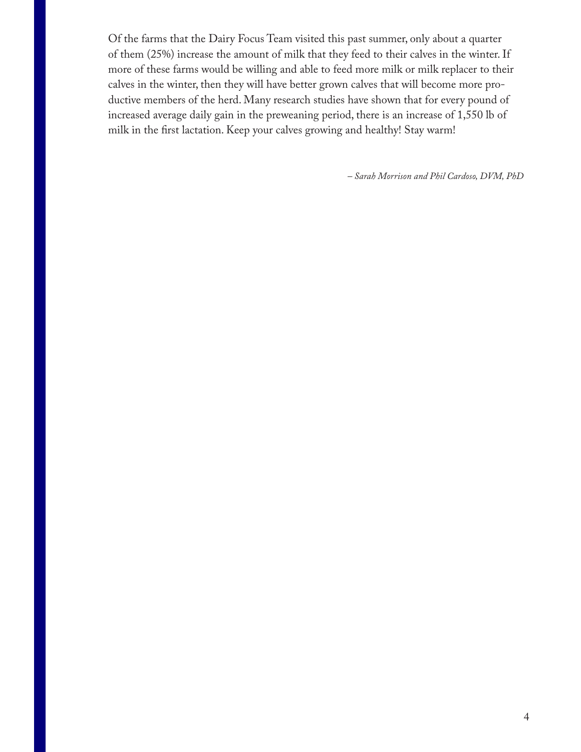Of the farms that the Dairy Focus Team visited this past summer, only about a quarter of them (25%) increase the amount of milk that they feed to their calves in the winter. If more of these farms would be willing and able to feed more milk or milk replacer to their calves in the winter, then they will have better grown calves that will become more productive members of the herd. Many research studies have shown that for every pound of increased average daily gain in the preweaning period, there is an increase of 1,550 lb of milk in the first lactation. Keep your calves growing and healthy! Stay warm!

*– Sarah Morrison and Phil Cardoso, DVM, PhD*